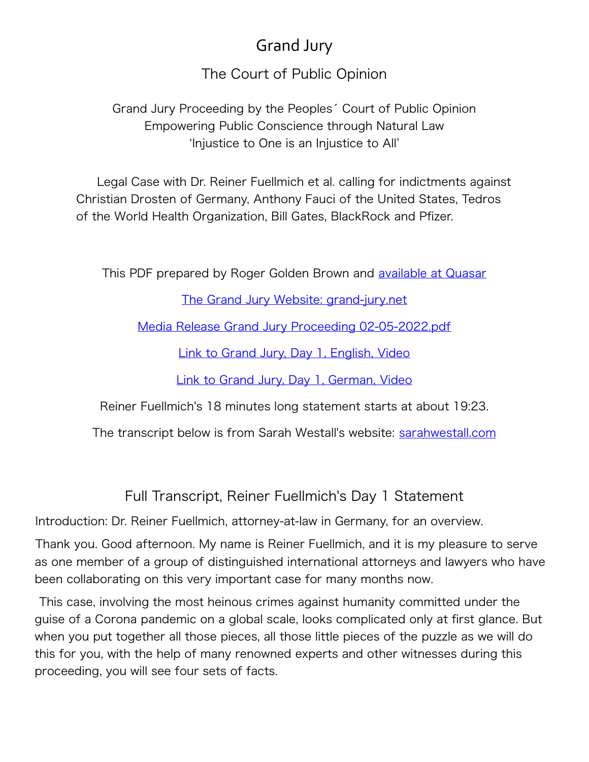# Grand Jury

## The Court of Public Opinion

Grand Jury Proceeding by the Peoples´ Court of Public Opinion
Empowering Public Conscience through Natural Law
'Injustice to One is an Injustice to All'

Legal Case with Dr. Reiner Fuellmich et al. calling for indictments against Christian Drosten of Germany, Anthony Fauci of the United States, Tedros of the World Health Organization, Bill Gates, BlackRock and Pfizer.

This PDF prepared by Roger Golden Brown and available at Quasar

The Grand Jury Website: grand-jury.net

Media Release Grand Jury Proceeding 02-05-2022.pdf

Link to Grand Jury, Day 1, English, Video

Link to Grand Jury, Day 1, German, Video

Reiner Fuellmich's 18 minutes long statement starts at about 19:23.

The transcript below is from Sarah Westall's website: sarahwestall.com

## Full Transcript, Reiner Fuellmich's Day 1 Statement

Introduction: Dr. Reiner Fuellmich, attorney-at-law in Germany, for an overview.

Thank you. Good afternoon. My name is Reiner Fuellmich, and it is my pleasure to serve as one member of a group of distinguished international attorneys and lawyers who have been collaborating on this very important case for many months now.

This case, involving the most heinous crimes against humanity committed under the guise of a Corona pandemic on a global scale, looks complicated only at first glance. But when you put together all those pieces, all those little pieces of the puzzle as we will do this for you, with the help of many renowned experts and other witnesses during this proceeding, you will see four sets of facts.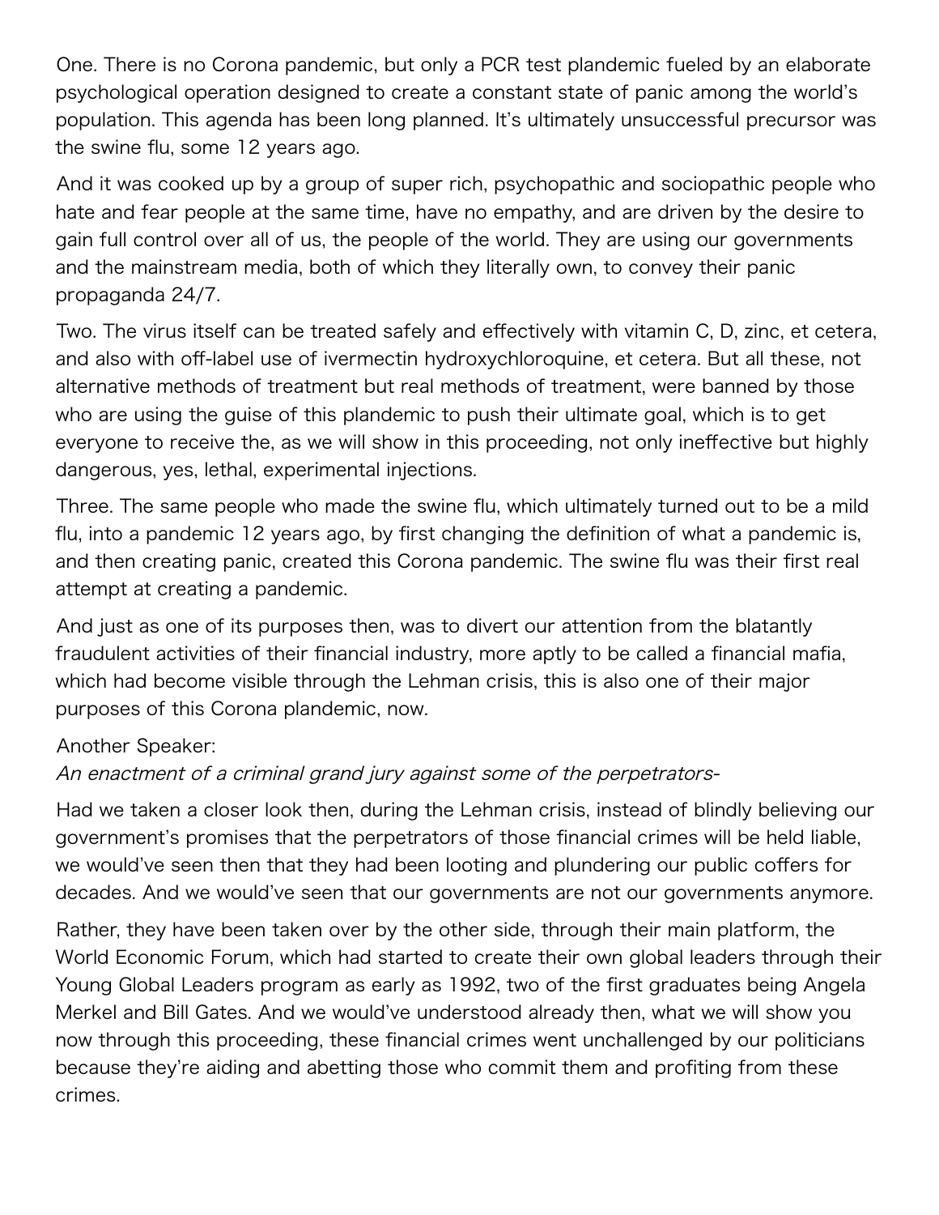One. There is no Corona pandemic, but only a PCR test plandemic fueled by an elaborate psychological operation designed to create a constant state of panic among the world's population. This agenda has been long planned. It's ultimately unsuccessful precursor was the swine flu, some 12 years ago.

And it was cooked up by a group of super rich, psychopathic and sociopathic people who hate and fear people at the same time, have no empathy, and are driven by the desire to gain full control over all of us, the people of the world. They are using our governments and the mainstream media, both of which they literally own, to convey their panic propaganda 24/7.

Two. The virus itself can be treated safely and effectively with vitamin C, D, zinc, et cetera, and also with off-label use of ivermectin hydroxychloroquine, et cetera. But all these, not alternative methods of treatment but real methods of treatment, were banned by those who are using the guise of this plandemic to push their ultimate goal, which is to get everyone to receive the, as we will show in this proceeding, not only ineffective but highly dangerous, yes, lethal, experimental injections.

Three. The same people who made the swine flu, which ultimately turned out to be a mild flu, into a pandemic 12 years ago, by first changing the definition of what a pandemic is, and then creating panic, created this Corona pandemic. The swine flu was their first real attempt at creating a pandemic.

And just as one of its purposes then, was to divert our attention from the blatantly fraudulent activities of their financial industry, more aptly to be called a financial mafia, which had become visible through the Lehman crisis, this is also one of their major purposes of this Corona plandemic, now.

Another Speaker:
*An enactment of a criminal grand jury against some of the perpetrators-*

Had we taken a closer look then, during the Lehman crisis, instead of blindly believing our government's promises that the perpetrators of those financial crimes will be held liable, we would've seen then that they had been looting and plundering our public coffers for decades. And we would've seen that our governments are not our governments anymore.

Rather, they have been taken over by the other side, through their main platform, the World Economic Forum, which had started to create their own global leaders through their Young Global Leaders program as early as 1992, two of the first graduates being Angela Merkel and Bill Gates. And we would've understood already then, what we will show you now through this proceeding, these financial crimes went unchallenged by our politicians because they're aiding and abetting those who commit them and profiting from these crimes.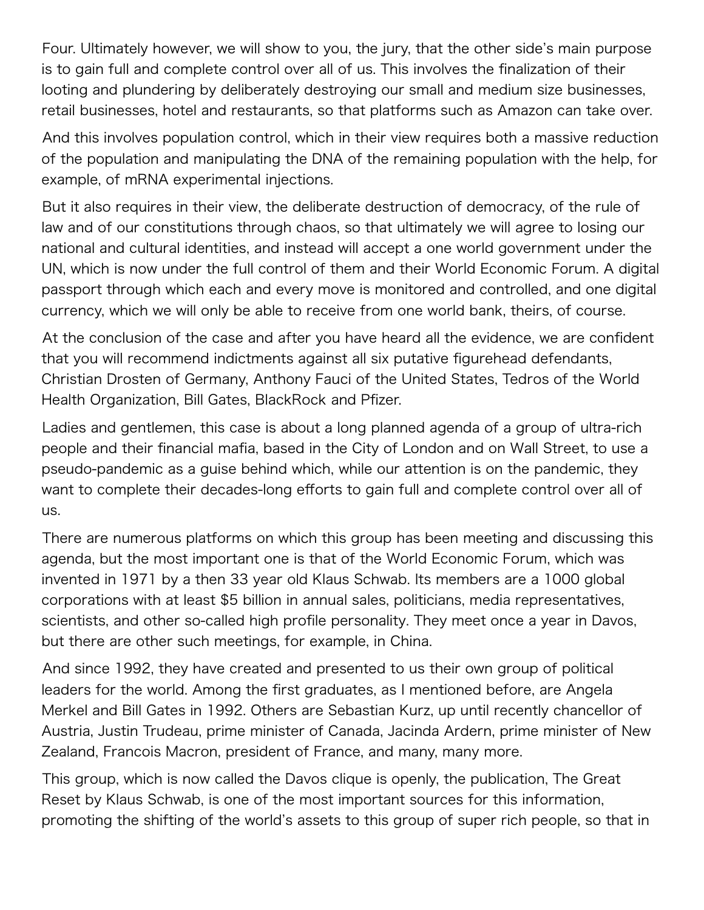Four. Ultimately however, we will show to you, the jury, that the other side's main purpose is to gain full and complete control over all of us. This involves the finalization of their looting and plundering by deliberately destroying our small and medium size businesses, retail businesses, hotel and restaurants, so that platforms such as Amazon can take over.

And this involves population control, which in their view requires both a massive reduction of the population and manipulating the DNA of the remaining population with the help, for example, of mRNA experimental injections.

But it also requires in their view, the deliberate destruction of democracy, of the rule of law and of our constitutions through chaos, so that ultimately we will agree to losing our national and cultural identities, and instead will accept a one world government under the UN, which is now under the full control of them and their World Economic Forum. A digital passport through which each and every move is monitored and controlled, and one digital currency, which we will only be able to receive from one world bank, theirs, of course.

At the conclusion of the case and after you have heard all the evidence, we are confident that you will recommend indictments against all six putative figurehead defendants, Christian Drosten of Germany, Anthony Fauci of the United States, Tedros of the World Health Organization, Bill Gates, BlackRock and Pfizer.

Ladies and gentlemen, this case is about a long planned agenda of a group of ultra-rich people and their financial mafia, based in the City of London and on Wall Street, to use a pseudo-pandemic as a guise behind which, while our attention is on the pandemic, they want to complete their decades-long efforts to gain full and complete control over all of us.

There are numerous platforms on which this group has been meeting and discussing this agenda, but the most important one is that of the World Economic Forum, which was invented in 1971 by a then 33 year old Klaus Schwab. Its members are a 1000 global corporations with at least $5 billion in annual sales, politicians, media representatives, scientists, and other so-called high profile personality. They meet once a year in Davos, but there are other such meetings, for example, in China.

And since 1992, they have created and presented to us their own group of political leaders for the world. Among the first graduates, as I mentioned before, are Angela Merkel and Bill Gates in 1992. Others are Sebastian Kurz, up until recently chancellor of Austria, Justin Trudeau, prime minister of Canada, Jacinda Ardern, prime minister of New Zealand, Francois Macron, president of France, and many, many more.

This group, which is now called the Davos clique is openly, the publication, The Great Reset by Klaus Schwab, is one of the most important sources for this information, promoting the shifting of the world's assets to this group of super rich people, so that in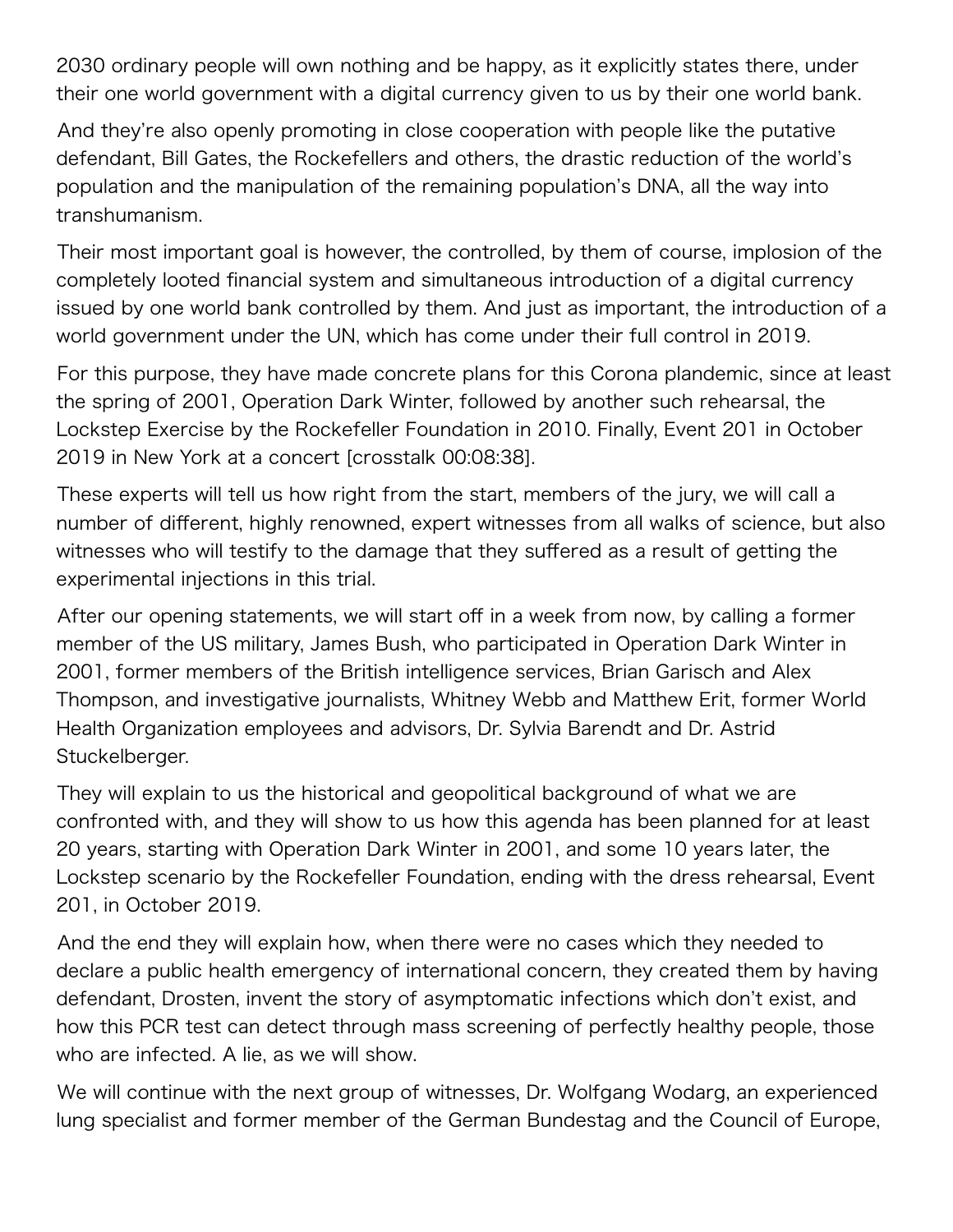2030 ordinary people will own nothing and be happy, as it explicitly states there, under their one world government with a digital currency given to us by their one world bank.

And they're also openly promoting in close cooperation with people like the putative defendant, Bill Gates, the Rockefellers and others, the drastic reduction of the world's population and the manipulation of the remaining population's DNA, all the way into transhumanism.

Their most important goal is however, the controlled, by them of course, implosion of the completely looted financial system and simultaneous introduction of a digital currency issued by one world bank controlled by them. And just as important, the introduction of a world government under the UN, which has come under their full control in 2019.

For this purpose, they have made concrete plans for this Corona plandemic, since at least the spring of 2001, Operation Dark Winter, followed by another such rehearsal, the Lockstep Exercise by the Rockefeller Foundation in 2010. Finally, Event 201 in October 2019 in New York at a concert [crosstalk 00:08:38].

These experts will tell us how right from the start, members of the jury, we will call a number of different, highly renowned, expert witnesses from all walks of science, but also witnesses who will testify to the damage that they suffered as a result of getting the experimental injections in this trial.

After our opening statements, we will start off in a week from now, by calling a former member of the US military, James Bush, who participated in Operation Dark Winter in 2001, former members of the British intelligence services, Brian Garisch and Alex Thompson, and investigative journalists, Whitney Webb and Matthew Erit, former World Health Organization employees and advisors, Dr. Sylvia Barendt and Dr. Astrid Stuckelberger.

They will explain to us the historical and geopolitical background of what we are confronted with, and they will show to us how this agenda has been planned for at least 20 years, starting with Operation Dark Winter in 2001, and some 10 years later, the Lockstep scenario by the Rockefeller Foundation, ending with the dress rehearsal, Event 201, in October 2019.

And the end they will explain how, when there were no cases which they needed to declare a public health emergency of international concern, they created them by having defendant, Drosten, invent the story of asymptomatic infections which don't exist, and how this PCR test can detect through mass screening of perfectly healthy people, those who are infected. A lie, as we will show.

We will continue with the next group of witnesses, Dr. Wolfgang Wodarg, an experienced lung specialist and former member of the German Bundestag and the Council of Europe,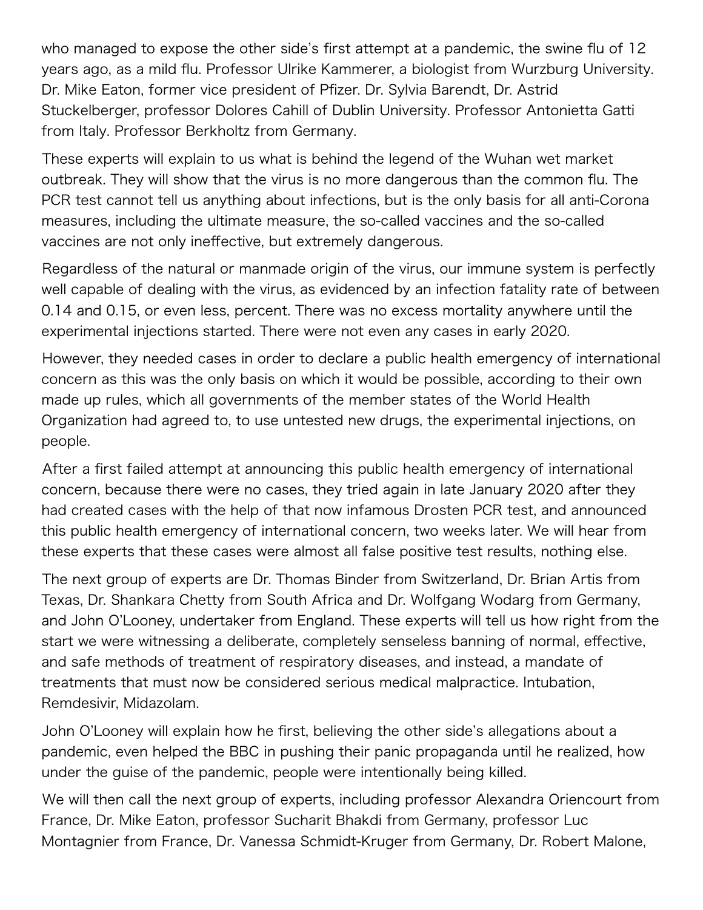who managed to expose the other side's first attempt at a pandemic, the swine flu of 12 years ago, as a mild flu. Professor Ulrike Kammerer, a biologist from Wurzburg University. Dr. Mike Eaton, former vice president of Pfizer. Dr. Sylvia Barendt, Dr. Astrid Stuckelberger, professor Dolores Cahill of Dublin University. Professor Antonietta Gatti from Italy. Professor Berkholtz from Germany.

These experts will explain to us what is behind the legend of the Wuhan wet market outbreak. They will show that the virus is no more dangerous than the common flu. The PCR test cannot tell us anything about infections, but is the only basis for all anti-Corona measures, including the ultimate measure, the so-called vaccines and the so-called vaccines are not only ineffective, but extremely dangerous.

Regardless of the natural or manmade origin of the virus, our immune system is perfectly well capable of dealing with the virus, as evidenced by an infection fatality rate of between 0.14 and 0.15, or even less, percent. There was no excess mortality anywhere until the experimental injections started. There were not even any cases in early 2020.

However, they needed cases in order to declare a public health emergency of international concern as this was the only basis on which it would be possible, according to their own made up rules, which all governments of the member states of the World Health Organization had agreed to, to use untested new drugs, the experimental injections, on people.

After a first failed attempt at announcing this public health emergency of international concern, because there were no cases, they tried again in late January 2020 after they had created cases with the help of that now infamous Drosten PCR test, and announced this public health emergency of international concern, two weeks later. We will hear from these experts that these cases were almost all false positive test results, nothing else.

The next group of experts are Dr. Thomas Binder from Switzerland, Dr. Brian Artis from Texas, Dr. Shankara Chetty from South Africa and Dr. Wolfgang Wodarg from Germany, and John O'Looney, undertaker from England. These experts will tell us how right from the start we were witnessing a deliberate, completely senseless banning of normal, effective, and safe methods of treatment of respiratory diseases, and instead, a mandate of treatments that must now be considered serious medical malpractice. Intubation, Remdesivir, Midazolam.

John O'Looney will explain how he first, believing the other side's allegations about a pandemic, even helped the BBC in pushing their panic propaganda until he realized, how under the guise of the pandemic, people were intentionally being killed.

We will then call the next group of experts, including professor Alexandra Oriencourt from France, Dr. Mike Eaton, professor Sucharit Bhakdi from Germany, professor Luc Montagnier from France, Dr. Vanessa Schmidt-Kruger from Germany, Dr. Robert Malone,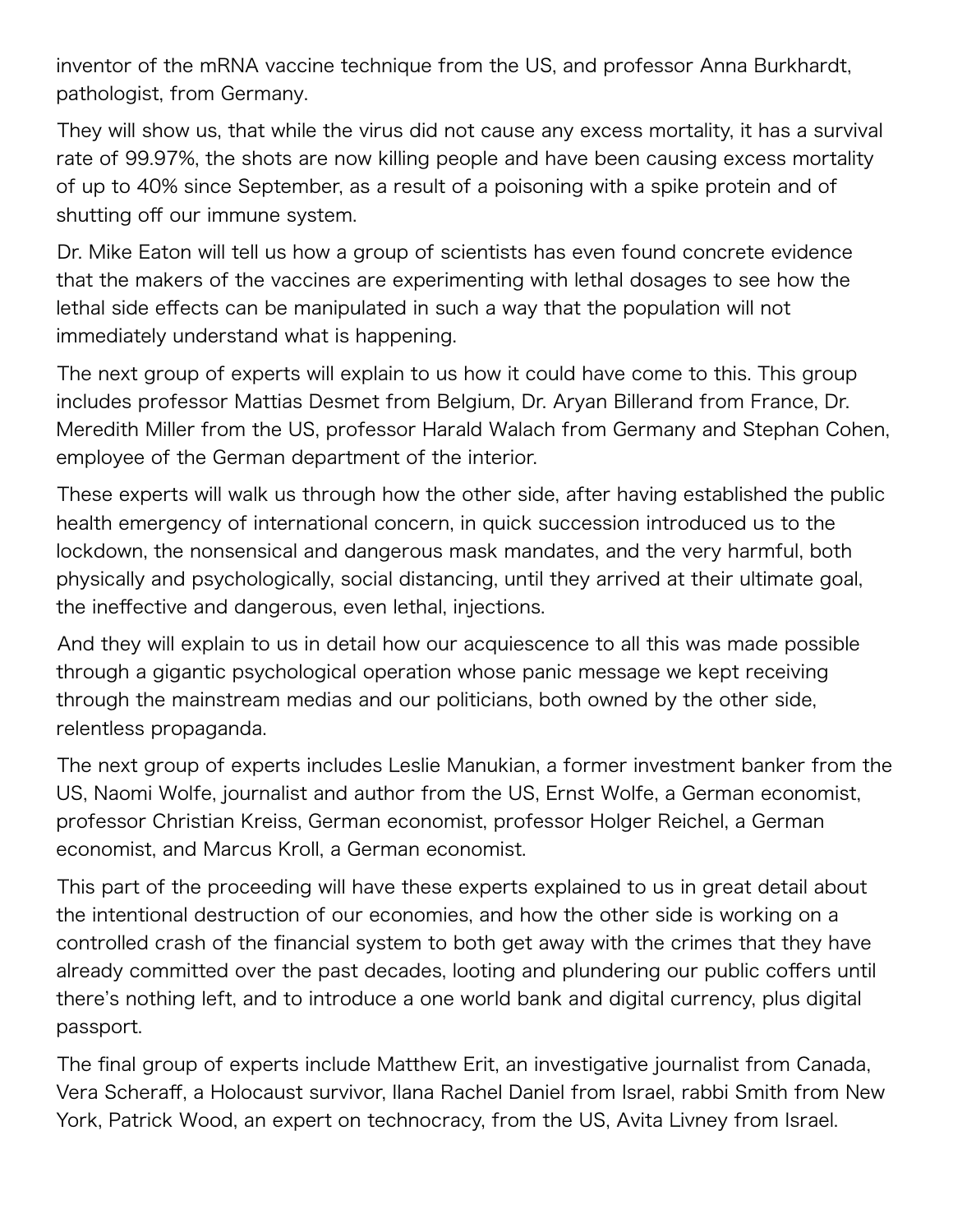inventor of the mRNA vaccine technique from the US, and professor Anna Burkhardt, pathologist, from Germany.

They will show us, that while the virus did not cause any excess mortality, it has a survival rate of 99.97%, the shots are now killing people and have been causing excess mortality of up to 40% since September, as a result of a poisoning with a spike protein and of shutting off our immune system.

Dr. Mike Eaton will tell us how a group of scientists has even found concrete evidence that the makers of the vaccines are experimenting with lethal dosages to see how the lethal side effects can be manipulated in such a way that the population will not immediately understand what is happening.

The next group of experts will explain to us how it could have come to this. This group includes professor Mattias Desmet from Belgium, Dr. Aryan Billerand from France, Dr. Meredith Miller from the US, professor Harald Walach from Germany and Stephan Cohen, employee of the German department of the interior.

These experts will walk us through how the other side, after having established the public health emergency of international concern, in quick succession introduced us to the lockdown, the nonsensical and dangerous mask mandates, and the very harmful, both physically and psychologically, social distancing, until they arrived at their ultimate goal, the ineffective and dangerous, even lethal, injections.

And they will explain to us in detail how our acquiescence to all this was made possible through a gigantic psychological operation whose panic message we kept receiving through the mainstream medias and our politicians, both owned by the other side, relentless propaganda.

The next group of experts includes Leslie Manukian, a former investment banker from the US, Naomi Wolfe, journalist and author from the US, Ernst Wolfe, a German economist, professor Christian Kreiss, German economist, professor Holger Reichel, a German economist, and Marcus Kroll, a German economist.

This part of the proceeding will have these experts explained to us in great detail about the intentional destruction of our economies, and how the other side is working on a controlled crash of the financial system to both get away with the crimes that they have already committed over the past decades, looting and plundering our public coffers until there's nothing left, and to introduce a one world bank and digital currency, plus digital passport.

The final group of experts include Matthew Erit, an investigative journalist from Canada, Vera Scheraff, a Holocaust survivor, Ilana Rachel Daniel from Israel, rabbi Smith from New York, Patrick Wood, an expert on technocracy, from the US, Avita Livney from Israel.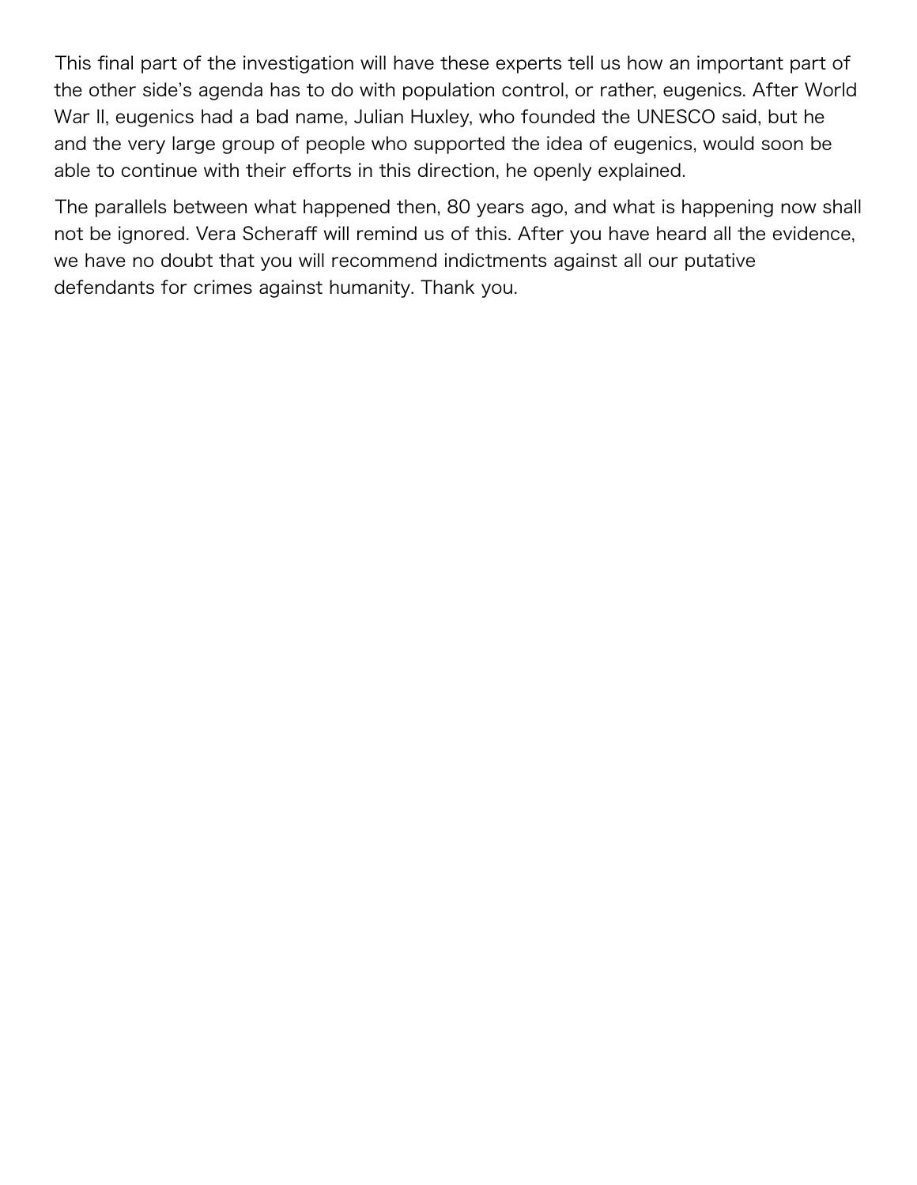This final part of the investigation will have these experts tell us how an important part of the other side's agenda has to do with population control, or rather, eugenics. After World War II, eugenics had a bad name, Julian Huxley, who founded the UNESCO said, but he and the very large group of people who supported the idea of eugenics, would soon be able to continue with their efforts in this direction, he openly explained.

The parallels between what happened then, 80 years ago, and what is happening now shall not be ignored. Vera Scheraff will remind us of this. After you have heard all the evidence, we have no doubt that you will recommend indictments against all our putative defendants for crimes against humanity. Thank you.